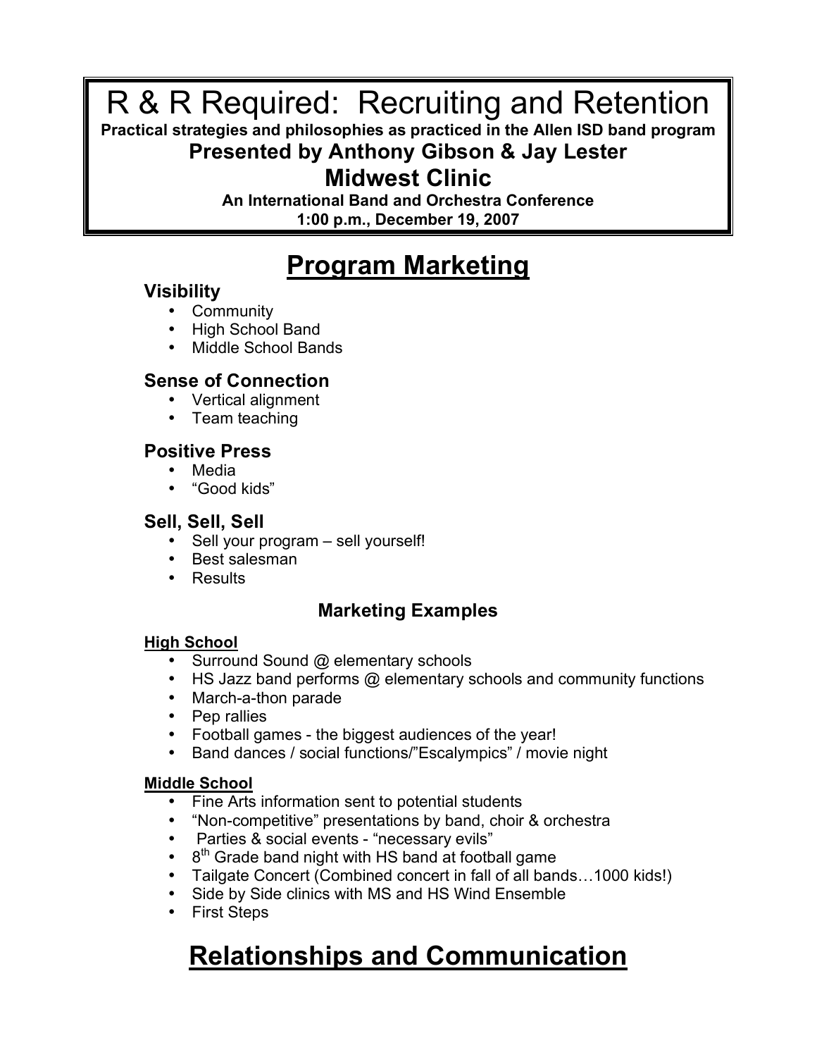# R & R Required: Recruiting and Retention

**Practical strategies and philosophies as practiced in the Allen ISD band program**

**Presented by Anthony Gibson & Jay Lester**

**Midwest Clinic**

**An International Band and Orchestra Conference**

**1:00 p.m., December 19, 2007**

# Program Marketing

### Visibility

- Community
- High School Band
- Middle School Bands

### Sense of Connection

- Vertical alignment
- Team teaching

### Positive Press

- Media
- "Good kids"

### Sell, Sell, Sell

- Sell your program – sell yourself!
- Best salesman
- Results

### Marketing Examples

**High School**

- Surround Sound @ elementary schools
- HS Jazz band performs @ elementary schools and community functions
- March-a-thon parade
- Pep rallies
- Football games - the biggest audiences of the year!
- Band dances / social functions/"Escalympics" / movie night

**Middle School**

- Fine Arts information sent to potential students
- "Non-competitive" presentations by band, choir & orchestra
- Parties & social events - "necessary evils"
- 8th Grade band night with HS band at football game
- Tailgate Concert (Combined concert in fall of all bands…1000 kids!)
- Side by Side clinics with MS and HS Wind Ensemble
- First Steps

# Relationships and Communication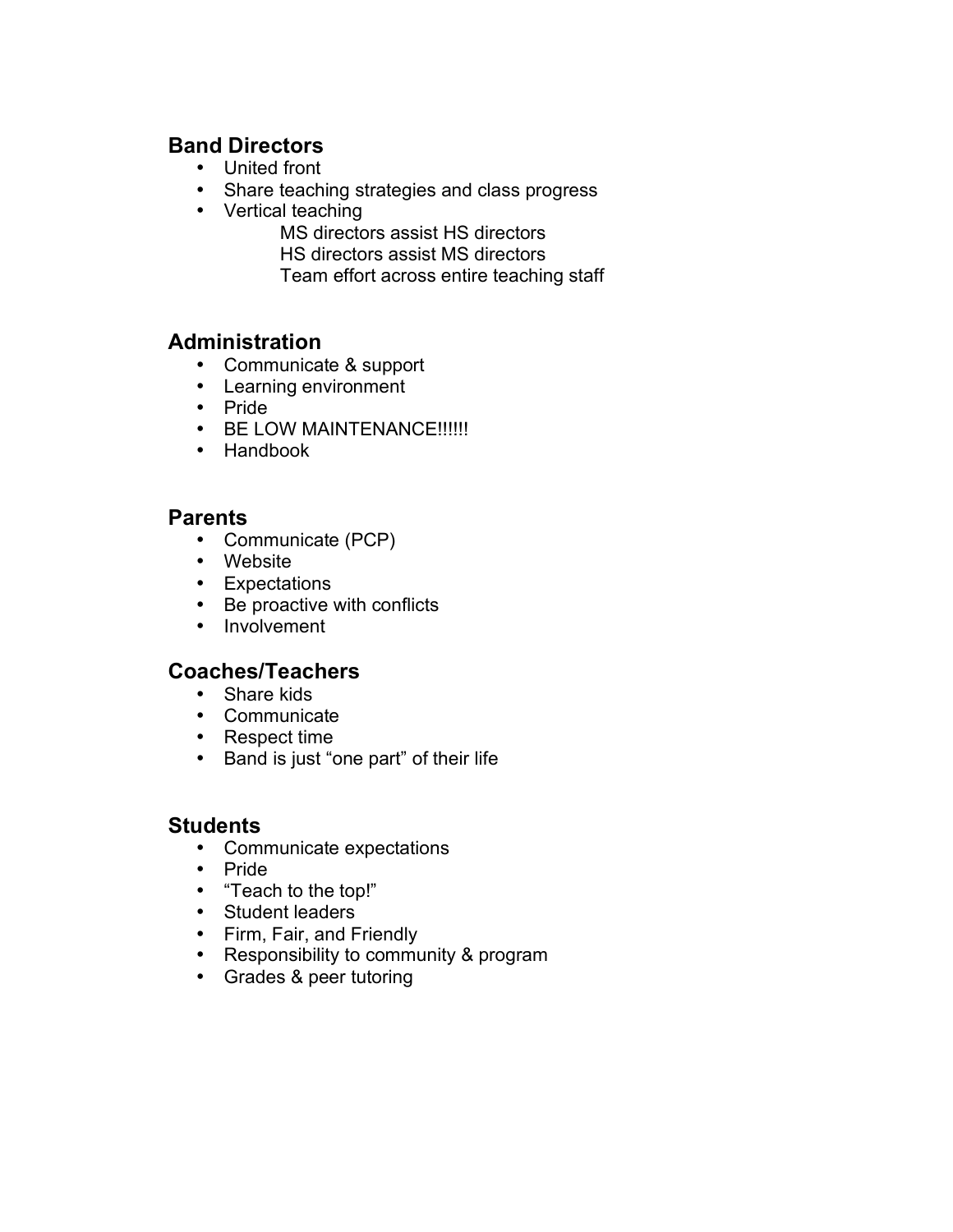## Band Directors

- United front
- Share teaching strategies and class progress
- Vertical teaching
  - MS directors assist HS directors
  - HS directors assist MS directors
  - Team effort across entire teaching staff

## Administration

- Communicate & support
- Learning environment
- Pride
- BE LOW MAINTENANCE!!!!!!
- Handbook

## Parents

- Communicate (PCP)
- Website
- Expectations
- Be proactive with conflicts
- Involvement

## Coaches/Teachers

- Share kids
- Communicate
- Respect time
- Band is just "one part" of their life

## Students

- Communicate expectations
- Pride
- "Teach to the top!"
- Student leaders
- Firm, Fair, and Friendly
- Responsibility to community & program
- Grades & peer tutoring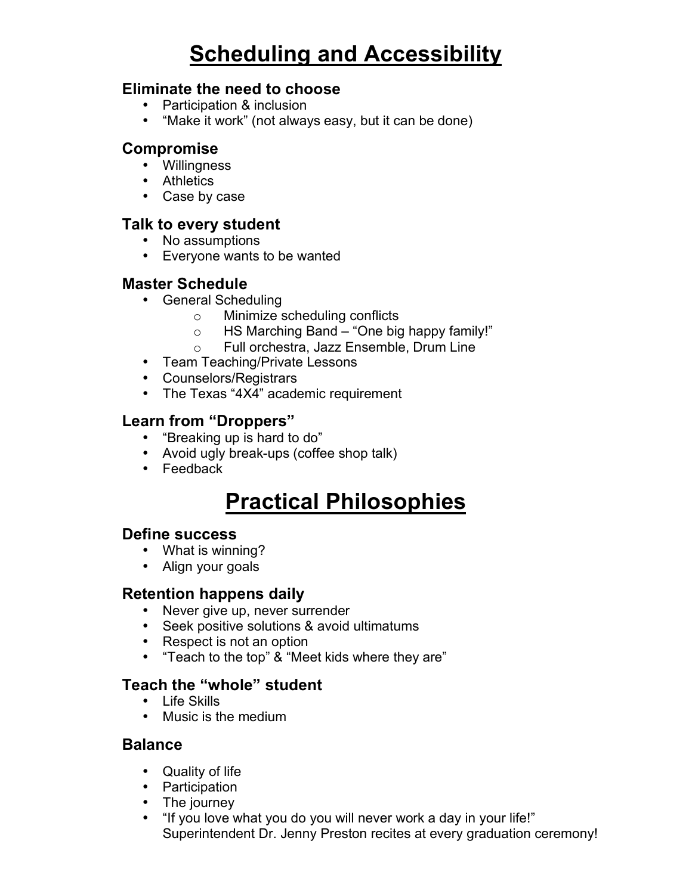# Scheduling and Accessibility

### Eliminate the need to choose

- Participation & inclusion
- "Make it work" (not always easy, but it can be done)

### Compromise

- Willingness
- Athletics
- Case by case

### Talk to every student

- No assumptions
- Everyone wants to be wanted

### Master Schedule

- General Scheduling
  - Minimize scheduling conflicts
  - HS Marching Band – "One big happy family!"
  - Full orchestra, Jazz Ensemble, Drum Line
- Team Teaching/Private Lessons
- Counselors/Registrars
- The Texas "4X4" academic requirement

### Learn from "Droppers"

- "Breaking up is hard to do"
- Avoid ugly break-ups (coffee shop talk)
- Feedback

# Practical Philosophies

### Define success

- What is winning?
- Align your goals

### Retention happens daily

- Never give up, never surrender
- Seek positive solutions & avoid ultimatums
- Respect is not an option
- "Teach to the top" & "Meet kids where they are"

### Teach the "whole" student

- Life Skills
- Music is the medium

### Balance

- Quality of life
- Participation
- The journey
- "If you love what you do you will never work a day in your life!" Superintendent Dr. Jenny Preston recites at every graduation ceremony!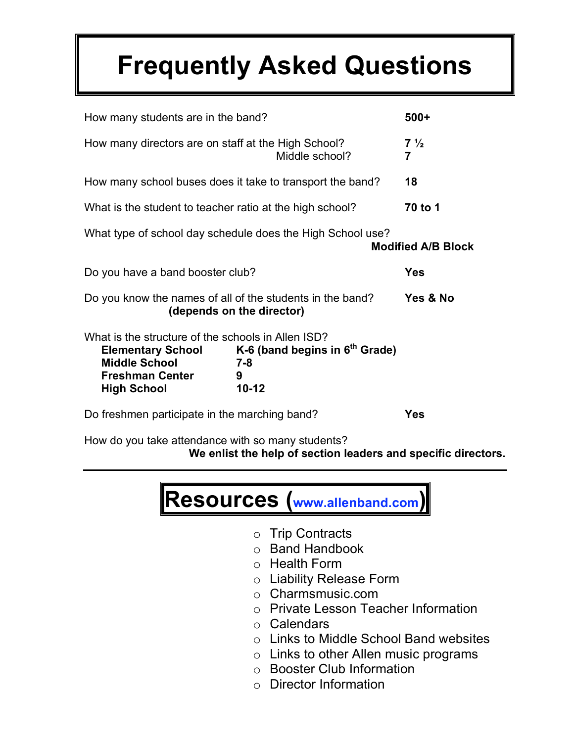# Frequently Asked Questions

| Question | Answer |
|---|---|
| How many students are in the band? | **500+** |
| How many directors are on staff at the High School? | **7 ½** |
| Middle school? | **7** |
| How many school buses does it take to transport the band? | **18** |
| What is the student to teacher ratio at the high school? | **70 to 1** |
| What type of school day schedule does the High School use? | **Modified A/B Block** |
| Do you have a band booster club? | **Yes** |
| Do you know the names of all of the students in the band? **(depends on the director)** | **Yes & No** |

What is the structure of the schools in Allen ISD?

| | |
|---|---|
| **Elementary School** | **K-6 (band begins in 6th Grade)** |
| **Middle School** | **7-8** |
| **Freshman Center** | **9** |
| **High School** | **10-12** |

| Question | Answer |
|---|---|
| Do freshmen participate in the marching band? | **Yes** |

How do you take attendance with so many students?
**We enlist the help of section leaders and specific directors.**

---

# Resources (www.allenband.com)

- Trip Contracts
- Band Handbook
- Health Form
- Liability Release Form
- Charmsmusic.com
- Private Lesson Teacher Information
- Calendars
- Links to Middle School Band websites
- Links to other Allen music programs
- Booster Club Information
- Director Information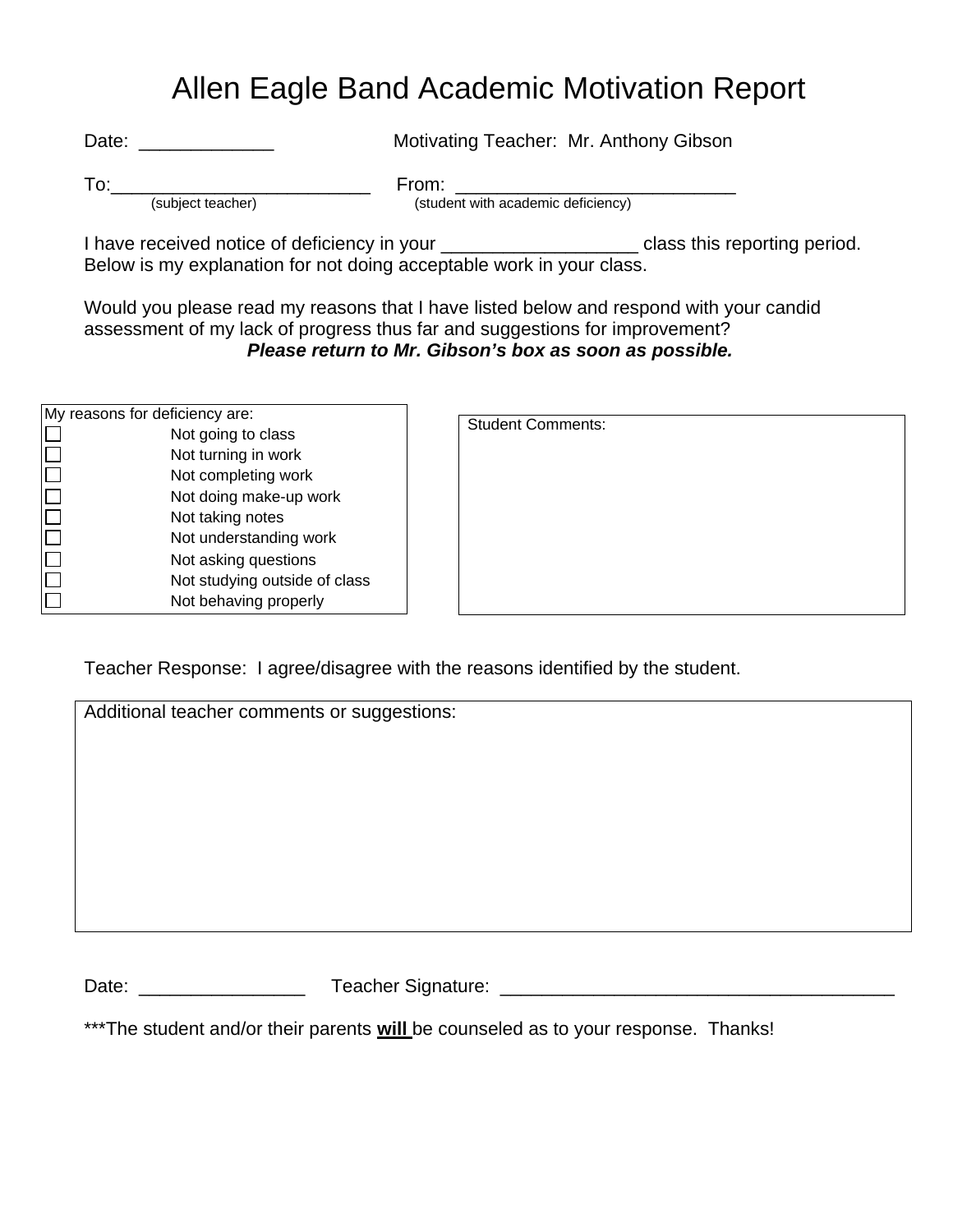# Allen Eagle Band Academic Motivation Report

Date: _____________ Motivating Teacher: Mr. Anthony Gibson

To:_________________________ From: ___________________________
(subject teacher) (student with academic deficiency)

I have received notice of deficiency in your ___________________ class this reporting period. Below is my explanation for not doing acceptable work in your class.

Would you please read my reasons that I have listed below and respond with your candid assessment of my lack of progress thus far and suggestions for improvement?

***Please return to Mr. Gibson's box as soon as possible.***

My reasons for deficiency are:

- ☐ Not going to class
- ☐ Not turning in work
- ☐ Not completing work
- ☐ Not doing make-up work
- ☐ Not taking notes
- ☐ Not understanding work
- ☐ Not asking questions
- ☐ Not studying outside of class
- ☐ Not behaving properly

Student Comments:

Teacher Response: I agree/disagree with the reasons identified by the student.

Additional teacher comments or suggestions:

Date: ________________ Teacher Signature: ______________________________________

***The student and/or their parents **will** be counseled as to your response. Thanks!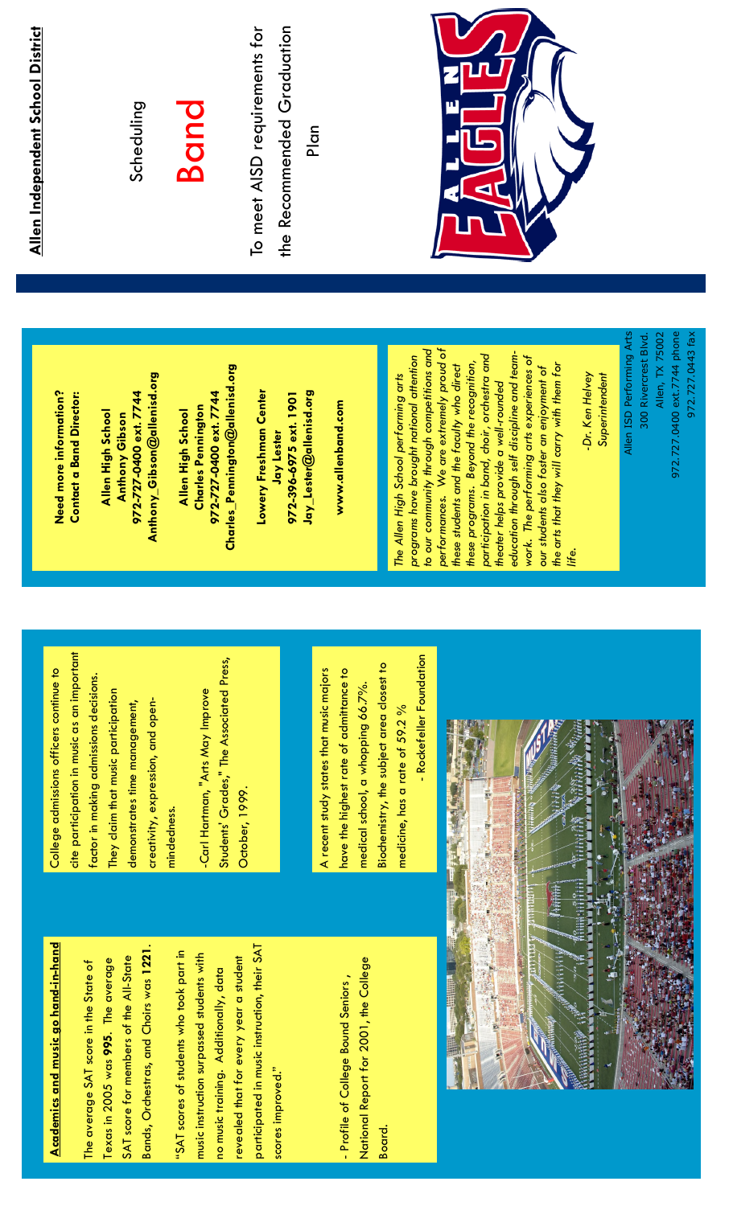## Allen Independent School District

Scheduling

# Band

To meet AISD requirements for the Recommended Graduation Plan

**Need more information? Contact a Band Director:**

**Allen High School**
**Anthony Gibson**
**972-727-0400 ext. 7744**
**Anthony_Gibson@allenisd.org**

**Allen High School**
**Charles Pennington**
**972-727-0400 ext. 7744**
**Charles_Pennington@allenisd.org**

**Lowery Freshman Center**
**Jay Lester**
**972-396-6975 ext. 1901**
**Jay_Lester@allenisd.org**

**www.allenband.com**

*The Allen High School performing arts programs have brought national attention to our community through competitions and performances. We are extremely proud of these students and the faculty who direct these programs. Beyond the recognition, participation in band, choir, orchestra and theater helps provide a well-rounded education through self discipline and team-work. The performing arts experiences of our students also foster an enjoyment of the arts that they will carry with them for life.*

*-Dr. Ken Helvey*
*Superintendent*

Allen ISD Performing Arts
300 Rivercrest Blvd.
Allen, TX 75002
972.727.0400 ext.7744 phone
972.727.0443 fax

## Academics and music go hand-in-hand

The average SAT score in the State of Texas in 2005 was **995**. The average SAT score for members of the All-State Bands, Orchestras, and Choirs was **1221**.

"SAT scores of students who took part in music instruction surpassed students with no music training. Additionally, data revealed that for every year a student participated in music instruction, their SAT scores improved."

- Profile of College Bound Seniors , National Report for 2001, the College Board.

College admissions officers continue to cite participation in music as an important factor in making admissions decisions. They claim that music participation demonstrates time management, creativity, expression, and open-mindedness.

-Carl Hartman, "Arts May Improve Students' Grades," The Associated Press, October, 1999.

A recent study states that music majors have the highest rate of admittance to medical school, a whopping 66.7%. Biochemistry, the subject area closest to medicine, has a rate of 59.2 %

- Rockefeller Foundation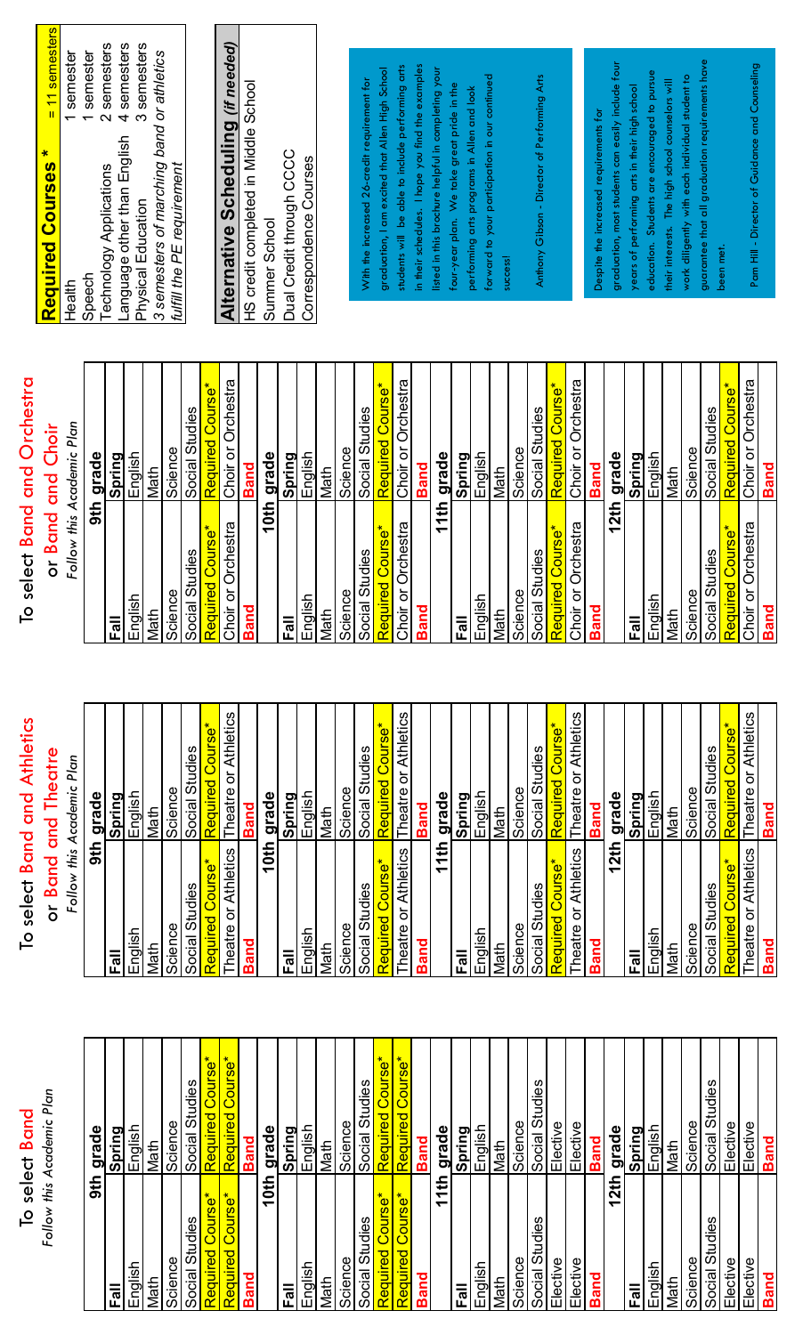## To select Band

*Follow this Academic Plan*

| 9th grade | |
|---|---|
| **Fall** | **Spring** |
| English | English |
| Math | Math |
| Science | Science |
| Social Studies | Social Studies |
| Required Course* | Required Course* |
| Required Course* | Required Course* |
| **Band** | **Band** |
| **10th grade** | |
| **Fall** | **Spring** |
| English | English |
| Math | Math |
| Science | Science |
| Social Studies | Social Studies |
| Required Course* | Required Course* |
| Required Course* | Required Course* |
| **Band** | **Band** |
| **11th grade** | |
| **Fall** | **Spring** |
| English | English |
| Math | Math |
| Science | Science |
| Social Studies | Social Studies |
| Elective | Elective |
| Elective | Elective |
| **Band** | **Band** |
| **12th grade** | |
| **Fall** | **Spring** |
| English | English |
| Math | Math |
| Science | Science |
| Social Studies | Social Studies |
| Elective | Elective |
| Elective | Elective |
| **Band** | **Band** |

## To select Band and Athletics or Band and Theatre

*Follow this Academic Plan*

| 9th grade | |
|---|---|
| **Fall** | **Spring** |
| English | English |
| Math | Math |
| Science | Science |
| Social Studies | Social Studies |
| Required Course* | Required Course* |
| Theatre or Athletics | Theatre or Athletics |
| **Band** | **Band** |
| **10th grade** | |
| **Fall** | **Spring** |
| English | English |
| Math | Math |
| Science | Science |
| Social Studies | Social Studies |
| Required Course* | Required Course* |
| Theatre or Athletics | Theatre or Athletics |
| **Band** | **Band** |
| **11th grade** | |
| **Fall** | **Spring** |
| English | English |
| Math | Math |
| Science | Science |
| Social Studies | Social Studies |
| Required Course* | Required Course* |
| Theatre or Athletics | Theatre or Athletics |
| **Band** | **Band** |
| **12th grade** | |
| **Fall** | **Spring** |
| English | English |
| Math | Math |
| Science | Science |
| Social Studies | Social Studies |
| Required Course* | Required Course* |
| Theatre or Athletics | Theatre or Athletics |
| **Band** | **Band** |

## To select Band and Orchestra or Band and Choir

*Follow this Academic Plan*

| 9th grade | |
|---|---|
| **Fall** | **Spring** |
| English | English |
| Math | Math |
| Science | Science |
| Social Studies | Social Studies |
| Required Course* | Required Course* |
| Choir or Orchestra | Choir or Orchestra |
| **Band** | **Band** |
| **10th grade** | |
| **Fall** | **Spring** |
| English | English |
| Math | Math |
| Science | Science |
| Social Studies | Social Studies |
| Required Course* | Required Course* |
| Choir or Orchestra | Choir or Orchestra |
| **Band** | **Band** |
| **11th grade** | |
| **Fall** | **Spring** |
| English | English |
| Math | Math |
| Science | Science |
| Social Studies | Social Studies |
| Required Course* | Required Course* |
| Choir or Orchestra | Choir or Orchestra |
| **Band** | **Band** |
| **12th grade** | |
| **Fall** | **Spring** |
| English | English |
| Math | Math |
| Science | Science |
| Social Studies | Social Studies |
| Required Course* | Required Course* |
| Choir or Orchestra | Choir or Orchestra |
| **Band** | **Band** |

| **Required Courses *** | **= 11 semesters** |
|---|---|
| Health | 1 semester |
| Speech | 1 semester |
| Technology Applications | 2 semesters |
| Language other than English | 4 semesters |
| Physical Education | 3 semesters |

*3 semesters of marching band or athletics fulfill the PE requirement*

| **Alternative Scheduling** *(if needed)* |
|---|
| HS credit completed in Middle School |
| Summer School |
| Dual Credit through CCCC |
| Correspondence Courses |

With the increased 26-credit requirement for graduation, I am excited that Allen High School students will be able to include performing arts in their schedules. I hope you find the examples listed in this brochure helpful in completing your four-year plan. We take great pride in the performing arts programs in Allen and look forward to your participation in our continued success!

Anthony Gibson - Director of Performing Arts

Despite the increased requirements for graduation, most students can easily include four years of performing arts in their high school education. Students are encouraged to pursue their interests. The high school counselors will work diligently with each individual student to guarantee that all graduation requirements have been met.

Pam Hill - Director of Guidance and Counseling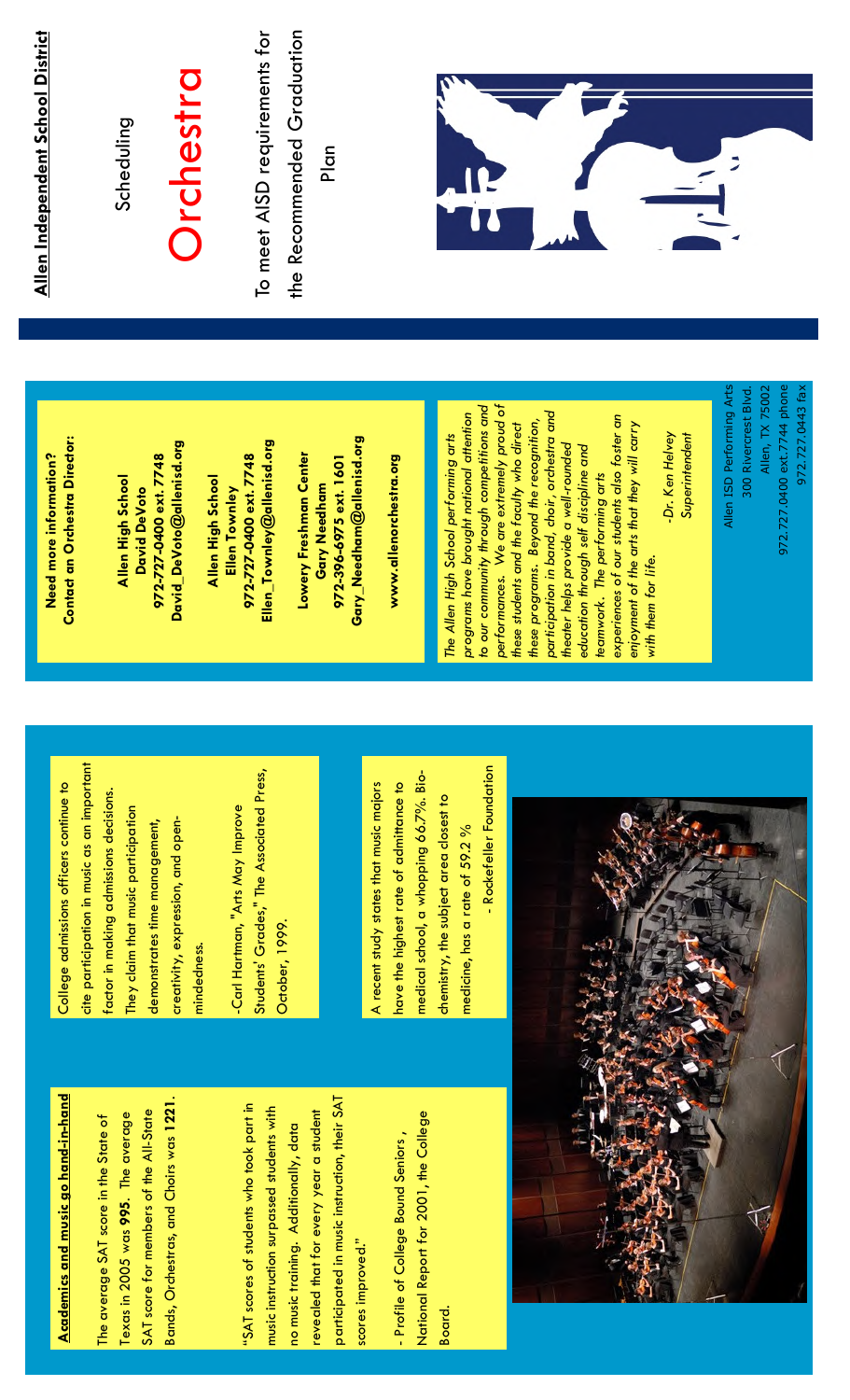# Allen Independent School District

Scheduling

# Orchestra

To meet AISD requirements for the Recommended Graduation Plan

**Need more information?**
**Contact an Orchestra Director:**

**Allen High School**
**David DeVoto**
**972-727-0400 ext. 7748**
**David_DeVoto@allenisd.org**

**Allen High School**
**Ellen Townley**
**972-727-0400 ext. 7748**
**Ellen_Townley@allenisd.org**

**Lowery Freshman Center**
**Gary Needham**
**972-396-6975 ext. 1601**
**Gary_Needham@allenisd.org**

**www.allenorchestra.org**

*The Allen High School performing arts programs have brought national attention to our community through competitions and performances. We are extremely proud of these students and the faculty who direct these programs. Beyond the recognition, participation in band, choir, orchestra and theater helps provide a well-rounded education through self discipline and teamwork. The performing arts experiences of our students also foster an enjoyment of the arts that they will carry with them for life.*

*-Dr. Ken Helvey*
*Superintendent*

Allen ISD Performing Arts
300 Rivercrest Blvd.
Allen, TX 75002
972.727.0400 ext.7744 phone
972.727.0443 fax

## Academics and music go hand-in-hand

The average SAT score in the State of Texas in 2005 was **995**. The average SAT score for members of the All-State Bands, Orchestras, and Choirs was **1221**.

"SAT scores of students who took part in music instruction surpassed students with no music training. Additionally, data revealed that for every year a student participated in music instruction, their SAT scores improved."

- Profile of College Bound Seniors , National Report for 2001, the College Board.

College admissions officers continue to cite participation in music as an important factor in making admissions decisions. They claim that music participation demonstrates time management, creativity, expression, and open-mindedness.

-Carl Hartman, "Arts May Improve Students' Grades," The Associated Press, October, 1999.

A recent study states that music majors have the highest rate of admittance to medical school, a whopping 66.7%. Bio-chemistry, the subject area closest to medicine, has a rate of 59.2 %

- Rockefeller Foundation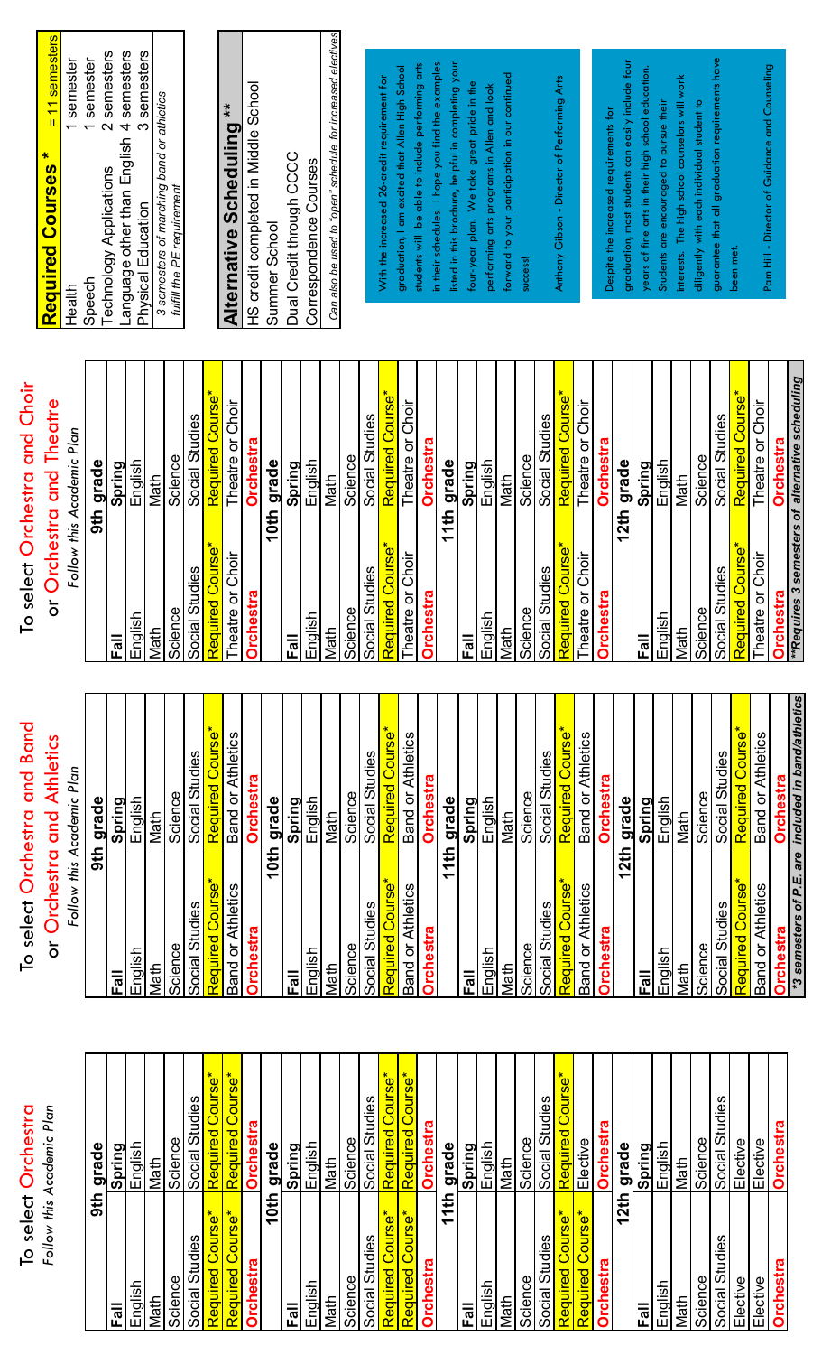# To select Orchestra

*Follow this Academic Plan*

| | |
|---|---|
| **9th grade** | |
| **Fall** | **Spring** |
| English | English |
| Math | Math |
| Science | Science |
| Social Studies | Social Studies |
| Required Course* | Required Course* |
| Required Course* | Required Course* |
| **Orchestra** | **Orchestra** |
| **10th grade** | |
| **Fall** | **Spring** |
| English | English |
| Math | Math |
| Science | Science |
| Social Studies | Social Studies |
| Required Course* | Required Course* |
| Required Course* | Required Course* |
| **Orchestra** | **Orchestra** |
| **11th grade** | |
| **Fall** | **Spring** |
| English | English |
| Math | Math |
| Science | Science |
| Social Studies | Social Studies |
| Required Course* | Required Course* |
| Required Course* | Elective |
| **Orchestra** | **Orchestra** |
| **12th grade** | |
| **Fall** | **Spring** |
| English | English |
| Math | Math |
| Science | Science |
| Social Studies | Social Studies |
| Elective | Elective |
| Elective | Elective |
| **Orchestra** | **Orchestra** |

# To select Orchestra and Band or Orchestra and Athletics

*Follow this Academic Plan*

| | |
|---|---|
| **9th grade** | |
| **Fall** | **Spring** |
| English | English |
| Math | Math |
| Science | Science |
| Social Studies | Social Studies |
| Required Course* | Required Course* |
| Band or Athletics | Band or Athletics |
| **Orchestra** | **Orchestra** |
| **10th grade** | |
| **Fall** | **Spring** |
| English | English |
| Math | Math |
| Science | Science |
| Social Studies | Social Studies |
| Required Course* | Required Course* |
| Band or Athletics | Band or Athletics |
| **Orchestra** | **Orchestra** |
| **11th grade** | |
| **Fall** | **Spring** |
| English | English |
| Math | Math |
| Science | Science |
| Social Studies | Social Studies |
| Required Course* | Required Course* |
| Band or Athletics | Band or Athletics |
| **Orchestra** | **Orchestra** |
| **12th grade** | |
| **Fall** | **Spring** |
| English | English |
| Math | Math |
| Science | Science |
| Social Studies | Social Studies |
| Required Course* | Required Course* |
| Band or Athletics | Band or Athletics |
| **Orchestra** | **Orchestra** |

*\*3 semesters of P.E. are included in band/athletics*

# To select Orchestra and Choir or Orchestra and Theatre

*Follow this Academic Plan*

| | |
|---|---|
| **9th grade** | |
| **Fall** | **Spring** |
| English | English |
| Math | Math |
| Science | Science |
| Social Studies | Social Studies |
| Required Course* | Required Course* |
| Theatre or Choir | Theatre or Choir |
| **Orchestra** | **Orchestra** |
| **10th grade** | |
| **Fall** | **Spring** |
| English | English |
| Math | Math |
| Science | Science |
| Social Studies | Social Studies |
| Required Course* | Required Course* |
| Theatre or Choir | Theatre or Choir |
| **Orchestra** | **Orchestra** |
| **11th grade** | |
| **Fall** | **Spring** |
| English | English |
| Math | Math |
| Science | Science |
| Social Studies | Social Studies |
| Required Course* | Required Course* |
| Theatre or Choir | Theatre or Choir |
| **Orchestra** | **Orchestra** |
| **12th grade** | |
| **Fall** | **Spring** |
| English | English |
| Math | Math |
| Science | Science |
| Social Studies | Social Studies |
| Required Course* | Required Course* |
| Theatre or Choir | Theatre or Choir |
| **Orchestra** | **Orchestra** |

*\*\*Requires 3 semesters of alternative scheduling*

## Required Courses * = 11 semesters

| | |
|---|---|
| Health | 1 semester |
| Speech | 1 semester |
| Technology Applications | 2 semesters |
| Language other than English | 4 semesters |
| Physical Education | 3 semesters |

*3 semesters of marching band or athletics fulfill the PE requirement*

## Alternative Scheduling **

- HS credit completed in Middle School
- Summer School
- Dual Credit through CCCC
- Correspondence Courses

*Can also be used to "open" schedule for increased electives*

With the increased 26-credit requirement for graduation, I am excited that Allen High School students will be able to include performing arts in their schedules. I hope you find the examples listed in this brochure, helpful in completing your four-year plan. We take great pride in the performing arts programs in Allen and look forward to your participation in our continued success!

Anthony Gibson - Director of Performing Arts

Despite the increased requirements for graduation, most students can easily include four years of fine arts in their high school education. Students are encouraged to pursue their interests. The high school counselors will work diligently with each individual student to guarantee that all graduation requirements have been met.

Pam Hill - Director of Guidance and Counseling